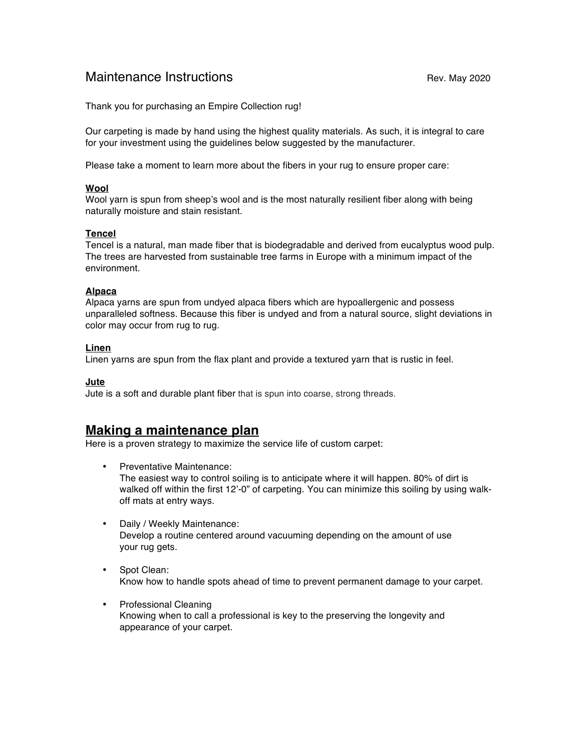# Maintenance Instructions

Rev. May 2020

Thank you for purchasing an Empire Collection rug!

Our carpeting is made by hand using the highest quality materials. As such, it is integral to care for your investment using the guidelines below suggested by the manufacturer.

Please take a moment to learn more about the fibers in your rug to ensure proper care:

**Wool**
Wool yarn is spun from sheep's wool and is the most naturally resilient fiber along with being naturally moisture and stain resistant.

**Tencel**
Tencel is a natural, man made fiber that is biodegradable and derived from eucalyptus wood pulp. The trees are harvested from sustainable tree farms in Europe with a minimum impact of the environment.

**Alpaca**
Alpaca yarns are spun from undyed alpaca fibers which are hypoallergenic and possess unparalleled softness. Because this fiber is undyed and from a natural source, slight deviations in color may occur from rug to rug.

**Linen**
Linen yarns are spun from the flax plant and provide a textured yarn that is rustic in feel.

**Jute**
Jute is a soft and durable plant fiber that is spun into coarse, strong threads.

## Making a maintenance plan

Here is a proven strategy to maximize the service life of custom carpet:

- Preventative Maintenance:
  The easiest way to control soiling is to anticipate where it will happen. 80% of dirt is walked off within the first 12'-0" of carpeting. You can minimize this soiling by using walk-off mats at entry ways.

- Daily / Weekly Maintenance:
  Develop a routine centered around vacuuming depending on the amount of use your rug gets.

- Spot Clean:
  Know how to handle spots ahead of time to prevent permanent damage to your carpet.

- Professional Cleaning
  Knowing when to call a professional is key to the preserving the longevity and appearance of your carpet.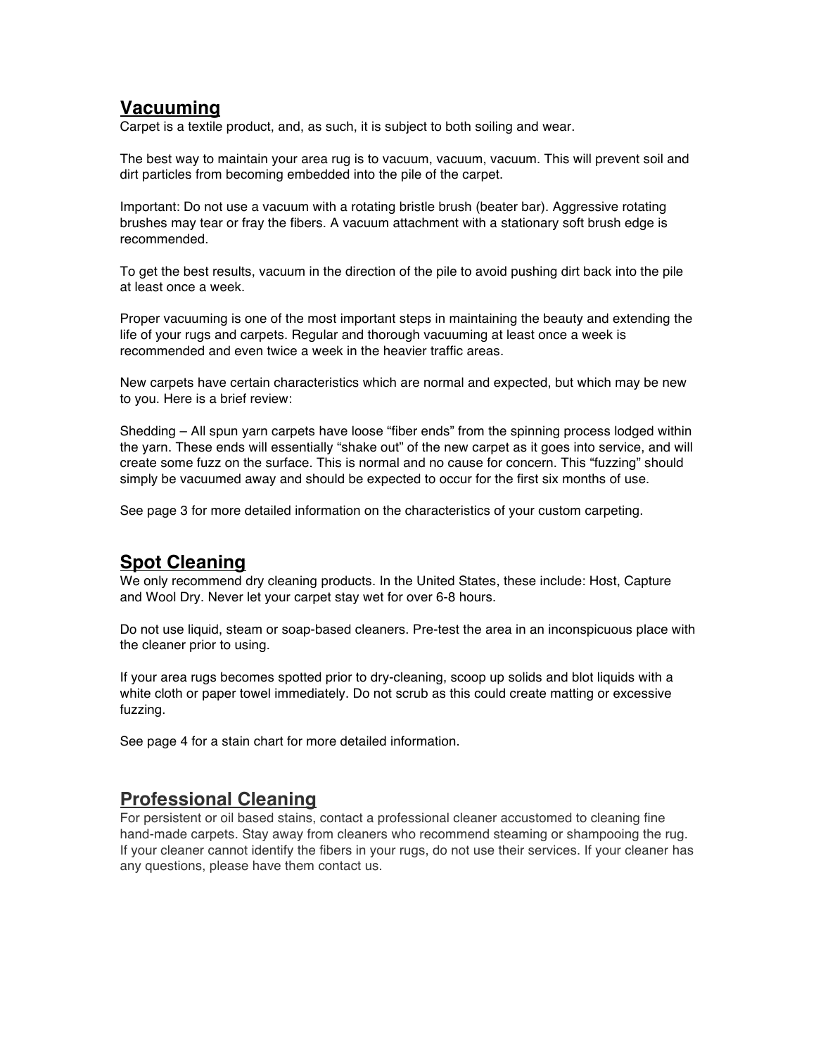## Vacuuming

Carpet is a textile product, and, as such, it is subject to both soiling and wear.

The best way to maintain your area rug is to vacuum, vacuum, vacuum. This will prevent soil and dirt particles from becoming embedded into the pile of the carpet.

Important: Do not use a vacuum with a rotating bristle brush (beater bar). Aggressive rotating brushes may tear or fray the fibers. A vacuum attachment with a stationary soft brush edge is recommended.

To get the best results, vacuum in the direction of the pile to avoid pushing dirt back into the pile at least once a week.

Proper vacuuming is one of the most important steps in maintaining the beauty and extending the life of your rugs and carpets. Regular and thorough vacuuming at least once a week is recommended and even twice a week in the heavier traffic areas.

New carpets have certain characteristics which are normal and expected, but which may be new to you. Here is a brief review:

Shedding – All spun yarn carpets have loose “fiber ends” from the spinning process lodged within the yarn. These ends will essentially “shake out” of the new carpet as it goes into service, and will create some fuzz on the surface. This is normal and no cause for concern. This “fuzzing” should simply be vacuumed away and should be expected to occur for the first six months of use.

See page 3 for more detailed information on the characteristics of your custom carpeting.

## Spot Cleaning

We only recommend dry cleaning products. In the United States, these include: Host, Capture and Wool Dry. Never let your carpet stay wet for over 6-8 hours.

Do not use liquid, steam or soap-based cleaners. Pre-test the area in an inconspicuous place with the cleaner prior to using.

If your area rugs becomes spotted prior to dry-cleaning, scoop up solids and blot liquids with a white cloth or paper towel immediately. Do not scrub as this could create matting or excessive fuzzing.

See page 4 for a stain chart for more detailed information.

## Professional Cleaning

For persistent or oil based stains, contact a professional cleaner accustomed to cleaning fine hand-made carpets. Stay away from cleaners who recommend steaming or shampooing the rug. If your cleaner cannot identify the fibers in your rugs, do not use their services. If your cleaner has any questions, please have them contact us.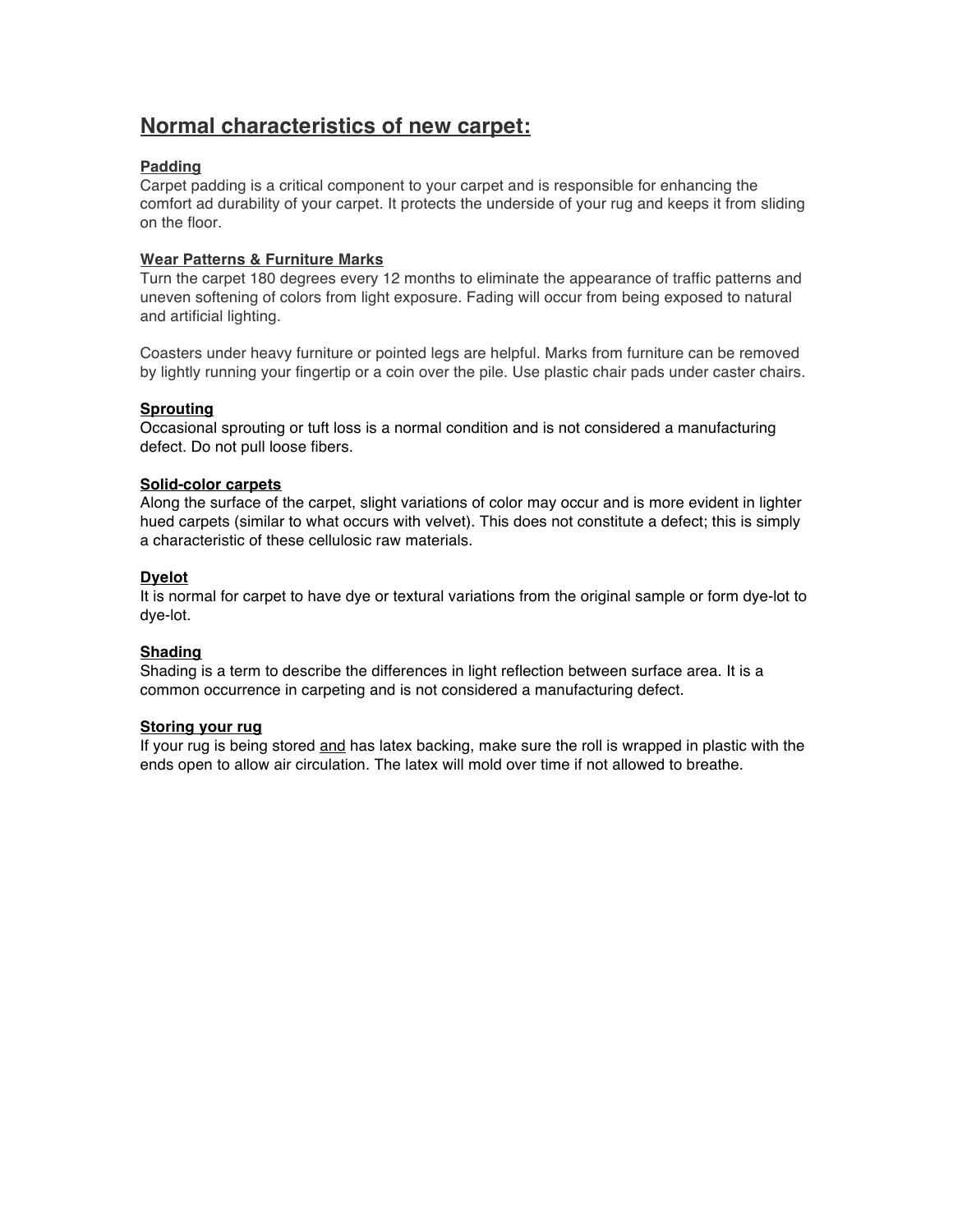## Normal characteristics of new carpet:

### Padding

Carpet padding is a critical component to your carpet and is responsible for enhancing the comfort ad durability of your carpet. It protects the underside of your rug and keeps it from sliding on the floor.

### Wear Patterns & Furniture Marks

Turn the carpet 180 degrees every 12 months to eliminate the appearance of traffic patterns and uneven softening of colors from light exposure. Fading will occur from being exposed to natural and artificial lighting.

Coasters under heavy furniture or pointed legs are helpful. Marks from furniture can be removed by lightly running your fingertip or a coin over the pile. Use plastic chair pads under caster chairs.

### Sprouting

Occasional sprouting or tuft loss is a normal condition and is not considered a manufacturing defect. Do not pull loose fibers.

### Solid-color carpets

Along the surface of the carpet, slight variations of color may occur and is more evident in lighter hued carpets (similar to what occurs with velvet). This does not constitute a defect; this is simply a characteristic of these cellulosic raw materials.

### Dyelot

It is normal for carpet to have dye or textural variations from the original sample or form dye-lot to dye-lot.

### Shading

Shading is a term to describe the differences in light reflection between surface area. It is a common occurrence in carpeting and is not considered a manufacturing defect.

### Storing your rug

If your rug is being stored <u>and</u> has latex backing, make sure the roll is wrapped in plastic with the ends open to allow air circulation. The latex will mold over time if not allowed to breathe.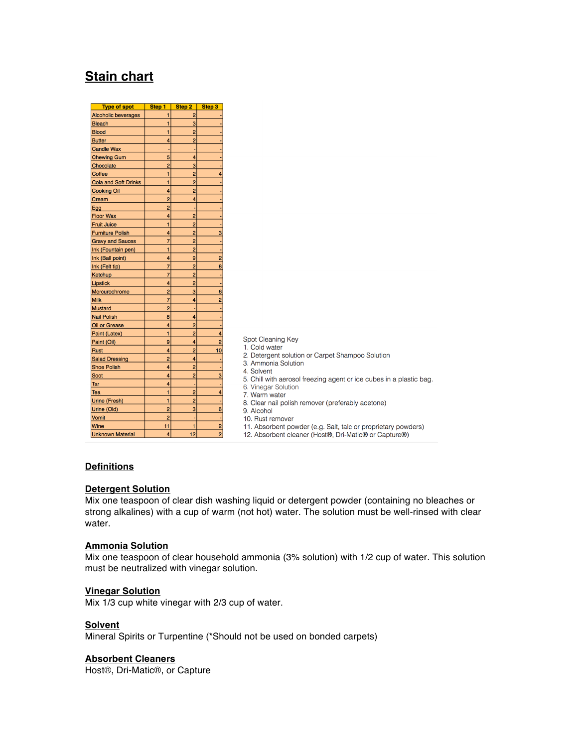# Stain chart

| Type of spot | Step 1 | Step 2 | Step 3 |
|---|---|---|---|
| Alcoholic beverages | 1 | 2 | - |
| Bleach | 1 | 3 | - |
| Blood | 1 | 2 | - |
| Butter | 4 | 2 | - |
| Candle Wax | - | - | - |
| Chewing Gum | 5 | 4 | - |
| Chocolate | 2 | 3 | - |
| Coffee | 1 | 2 | 4 |
| Cola and Soft Drinks | 1 | 2 | - |
| Cooking Oil | 4 | 2 | - |
| Cream | 2 | 4 | - |
| Egg | 2 | - | - |
| Floor Wax | 4 | 2 | - |
| Fruit Juice | 1 | 2 | - |
| Furniture Polish | 4 | 2 | 3 |
| Gravy and Sauces | 7 | 2 | - |
| Ink (Fountain pen) | 1 | 2 | - |
| Ink (Ball point) | 4 | 9 | 2 |
| Ink (Felt tip) | 7 | 2 | 8 |
| Ketchup | 7 | 2 | - |
| Lipstick | 4 | 2 | - |
| Mercurochrome | 2 | 3 | 6 |
| Milk | 7 | 4 | 2 |
| Mustard | 2 | - | - |
| Nail Polish | 8 | 4 | - |
| Oil or Grease | 4 | 2 | - |
| Paint (Latex) | 1 | 2 | 4 |
| Paint (Oil) | 9 | 4 | 2 |
| Rust | 4 | 2 | 10 |
| Salad Dressing | 2 | 4 | - |
| Shoe Polish | 4 | 2 | - |
| Soot | 4 | 2 | 3 |
| Tar | 4 | - | - |
| Tea | 1 | 2 | 4 |
| Urine (Fresh) | 1 | 2 | - |
| Urine (Old) | 2 | 3 | 6 |
| Vomit | 2 | - | - |
| Wine | 11 | 1 | 2 |
| Unknown Material | 4 | 12 | 2 |

Spot Cleaning Key
1. Cold water
2. Detergent solution or Carpet Shampoo Solution
3. Ammonia Solution
4. Solvent
5. Chill with aerosol freezing agent or ice cubes in a plastic bag.
6. Vinegar Solution
7. Warm water
8. Clear nail polish remover (preferably acetone)
9. Alcohol
10. Rust remover
11. Absorbent powder (e.g. Salt, talc or proprietary powders)
12. Absorbent cleaner (Host®, Dri-Matic® or Capture®)

## Definitions

### Detergent Solution

Mix one teaspoon of clear dish washing liquid or detergent powder (containing no bleaches or strong alkalines) with a cup of warm (not hot) water. The solution must be well-rinsed with clear water.

### Ammonia Solution

Mix one teaspoon of clear household ammonia (3% solution) with 1/2 cup of water. This solution must be neutralized with vinegar solution.

### Vinegar Solution

Mix 1/3 cup white vinegar with 2/3 cup of water.

### Solvent

Mineral Spirits or Turpentine (*Should not be used on bonded carpets)

### Absorbent Cleaners

Host®, Dri-Matic®, or Capture